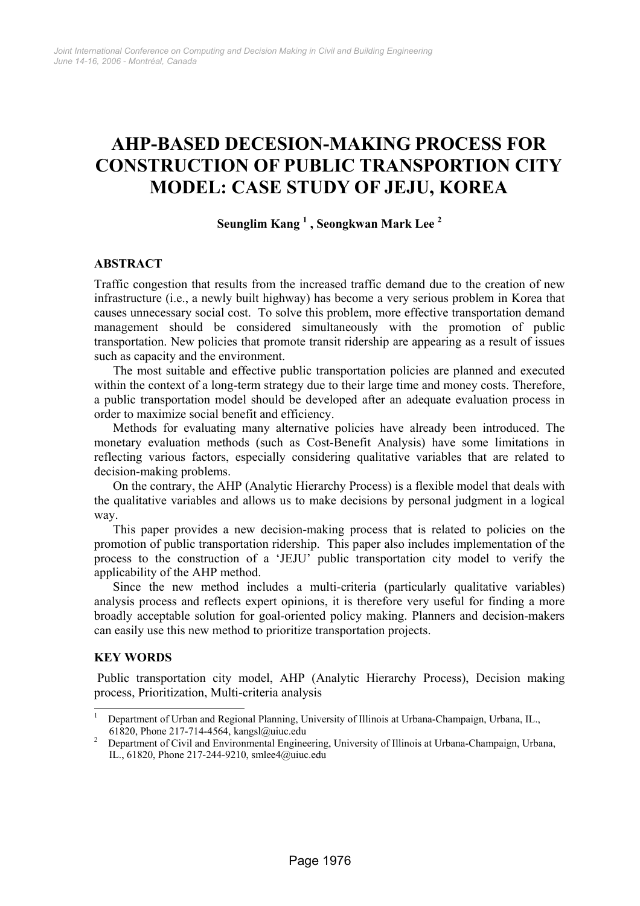# AHP-BASED DECESION-MAKING PROCESS FOR CONSTRUCTION OF PUBLIC TRANSPORTION CITY MODEL: CASE STUDY OF JEJU, KOREA

**Seunglim Kang [1] , Seongkwan Mark Lee [2]**

## ABSTRACT

Traffic congestion that results from the increased traffic demand due to the creation of new infrastructure (i.e., a newly built highway) has become a very serious problem in Korea that causes unnecessary social cost. To solve this problem, more effective transportation demand management should be considered simultaneously with the promotion of public transportation. New policies that promote transit ridership are appearing as a result of issues such as capacity and the environment.

The most suitable and effective public transportation policies are planned and executed within the context of a long-term strategy due to their large time and money costs. Therefore, a public transportation model should be developed after an adequate evaluation process in order to maximize social benefit and efficiency.

Methods for evaluating many alternative policies have already been introduced. The monetary evaluation methods (such as Cost-Benefit Analysis) have some limitations in reflecting various factors, especially considering qualitative variables that are related to decision-making problems.

On the contrary, the AHP (Analytic Hierarchy Process) is a flexible model that deals with the qualitative variables and allows us to make decisions by personal judgment in a logical way.

This paper provides a new decision-making process that is related to policies on the promotion of public transportation ridership. This paper also includes implementation of the process to the construction of a 'JEJU' public transportation city model to verify the applicability of the AHP method.

Since the new method includes a multi-criteria (particularly qualitative variables) analysis process and reflects expert opinions, it is therefore very useful for finding a more broadly acceptable solution for goal-oriented policy making. Planners and decision-makers can easily use this new method to prioritize transportation projects.

## KEY WORDS

Public transportation city model, AHP (Analytic Hierarchy Process), Decision making process, Prioritization, Multi-criteria analysis

---

[1] Department of Urban and Regional Planning, University of Illinois at Urbana-Champaign, Urbana, IL., 61820, Phone 217-714-4564, kangsl@uiuc.edu

[2] Department of Civil and Environmental Engineering, University of Illinois at Urbana-Champaign, Urbana, IL., 61820, Phone 217-244-9210, smlee4@uiuc.edu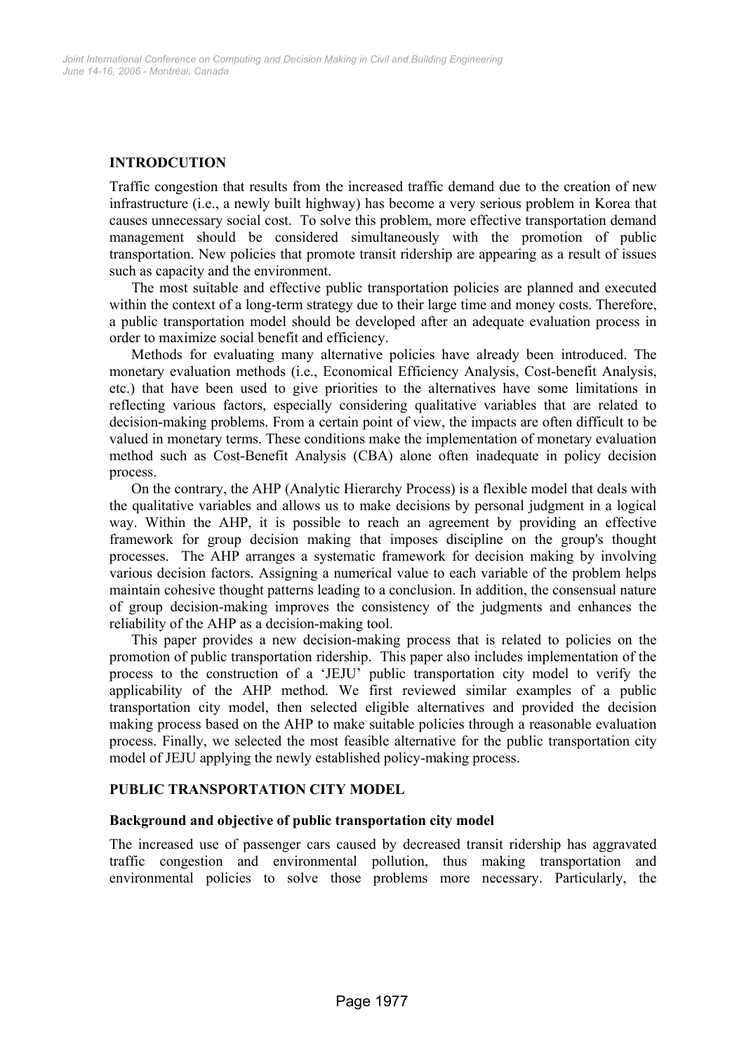## INTRODCUTION

Traffic congestion that results from the increased traffic demand due to the creation of new infrastructure (i.e., a newly built highway) has become a very serious problem in Korea that causes unnecessary social cost. To solve this problem, more effective transportation demand management should be considered simultaneously with the promotion of public transportation. New policies that promote transit ridership are appearing as a result of issues such as capacity and the environment.

The most suitable and effective public transportation policies are planned and executed within the context of a long-term strategy due to their large time and money costs. Therefore, a public transportation model should be developed after an adequate evaluation process in order to maximize social benefit and efficiency.

Methods for evaluating many alternative policies have already been introduced. The monetary evaluation methods (i.e., Economical Efficiency Analysis, Cost-benefit Analysis, etc.) that have been used to give priorities to the alternatives have some limitations in reflecting various factors, especially considering qualitative variables that are related to decision-making problems. From a certain point of view, the impacts are often difficult to be valued in monetary terms. These conditions make the implementation of monetary evaluation method such as Cost-Benefit Analysis (CBA) alone often inadequate in policy decision process.

On the contrary, the AHP (Analytic Hierarchy Process) is a flexible model that deals with the qualitative variables and allows us to make decisions by personal judgment in a logical way. Within the AHP, it is possible to reach an agreement by providing an effective framework for group decision making that imposes discipline on the group's thought processes. The AHP arranges a systematic framework for decision making by involving various decision factors. Assigning a numerical value to each variable of the problem helps maintain cohesive thought patterns leading to a conclusion. In addition, the consensual nature of group decision-making improves the consistency of the judgments and enhances the reliability of the AHP as a decision-making tool.

This paper provides a new decision-making process that is related to policies on the promotion of public transportation ridership. This paper also includes implementation of the process to the construction of a 'JEJU' public transportation city model to verify the applicability of the AHP method. We first reviewed similar examples of a public transportation city model, then selected eligible alternatives and provided the decision making process based on the AHP to make suitable policies through a reasonable evaluation process. Finally, we selected the most feasible alternative for the public transportation city model of JEJU applying the newly established policy-making process.

## PUBLIC TRANSPORTATION CITY MODEL

### Background and objective of public transportation city model

The increased use of passenger cars caused by decreased transit ridership has aggravated traffic congestion and environmental pollution, thus making transportation and environmental policies to solve those problems more necessary. Particularly, the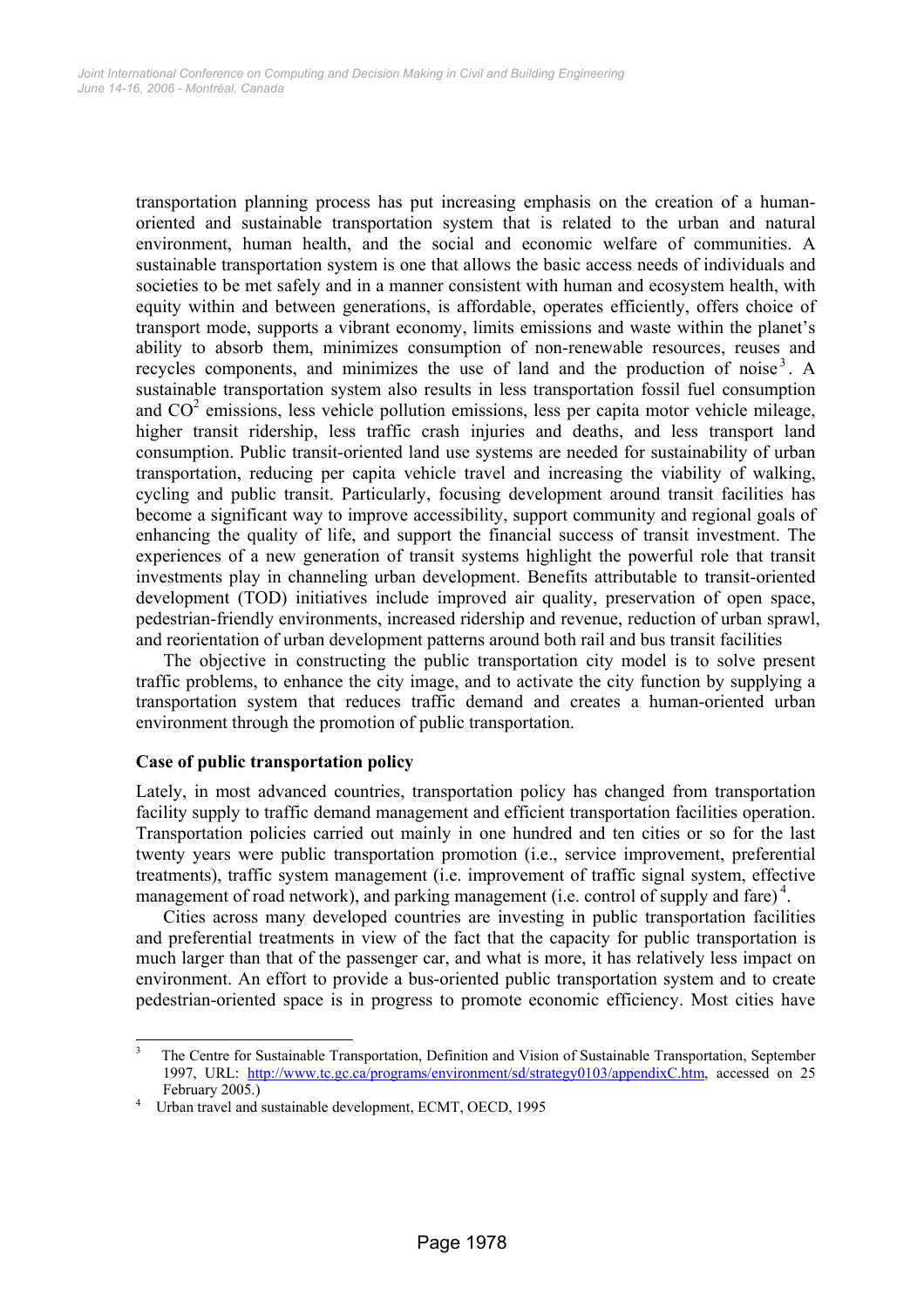transportation planning process has put increasing emphasis on the creation of a human-oriented and sustainable transportation system that is related to the urban and natural environment, human health, and the social and economic welfare of communities. A sustainable transportation system is one that allows the basic access needs of individuals and societies to be met safely and in a manner consistent with human and ecosystem health, with equity within and between generations, is affordable, operates efficiently, offers choice of transport mode, supports a vibrant economy, limits emissions and waste within the planet's ability to absorb them, minimizes consumption of non-renewable resources, reuses and recycles components, and minimizes the use of land and the production of noise[3]. A sustainable transportation system also results in less transportation fossil fuel consumption and $CO^2$ emissions, less vehicle pollution emissions, less per capita motor vehicle mileage, higher transit ridership, less traffic crash injuries and deaths, and less transport land consumption. Public transit-oriented land use systems are needed for sustainability of urban transportation, reducing per capita vehicle travel and increasing the viability of walking, cycling and public transit. Particularly, focusing development around transit facilities has become a significant way to improve accessibility, support community and regional goals of enhancing the quality of life, and support the financial success of transit investment. The experiences of a new generation of transit systems highlight the powerful role that transit investments play in channeling urban development. Benefits attributable to transit-oriented development (TOD) initiatives include improved air quality, preservation of open space, pedestrian-friendly environments, increased ridership and revenue, reduction of urban sprawl, and reorientation of urban development patterns around both rail and bus transit facilities

The objective in constructing the public transportation city model is to solve present traffic problems, to enhance the city image, and to activate the city function by supplying a transportation system that reduces traffic demand and creates a human-oriented urban environment through the promotion of public transportation.

**Case of public transportation policy**

Lately, in most advanced countries, transportation policy has changed from transportation facility supply to traffic demand management and efficient transportation facilities operation. Transportation policies carried out mainly in one hundred and ten cities or so for the last twenty years were public transportation promotion (i.e., service improvement, preferential treatments), traffic system management (i.e. improvement of traffic signal system, effective management of road network), and parking management (i.e. control of supply and fare)[4].

Cities across many developed countries are investing in public transportation facilities and preferential treatments in view of the fact that the capacity for public transportation is much larger than that of the passenger car, and what is more, it has relatively less impact on environment. An effort to provide a bus-oriented public transportation system and to create pedestrian-oriented space is in progress to promote economic efficiency. Most cities have

---

[3] The Centre for Sustainable Transportation, Definition and Vision of Sustainable Transportation, September 1997, URL: http://www.tc.gc.ca/programs/environment/sd/strategy0103/appendixC.htm, accessed on 25 February 2005.)

[4] Urban travel and sustainable development, ECMT, OECD, 1995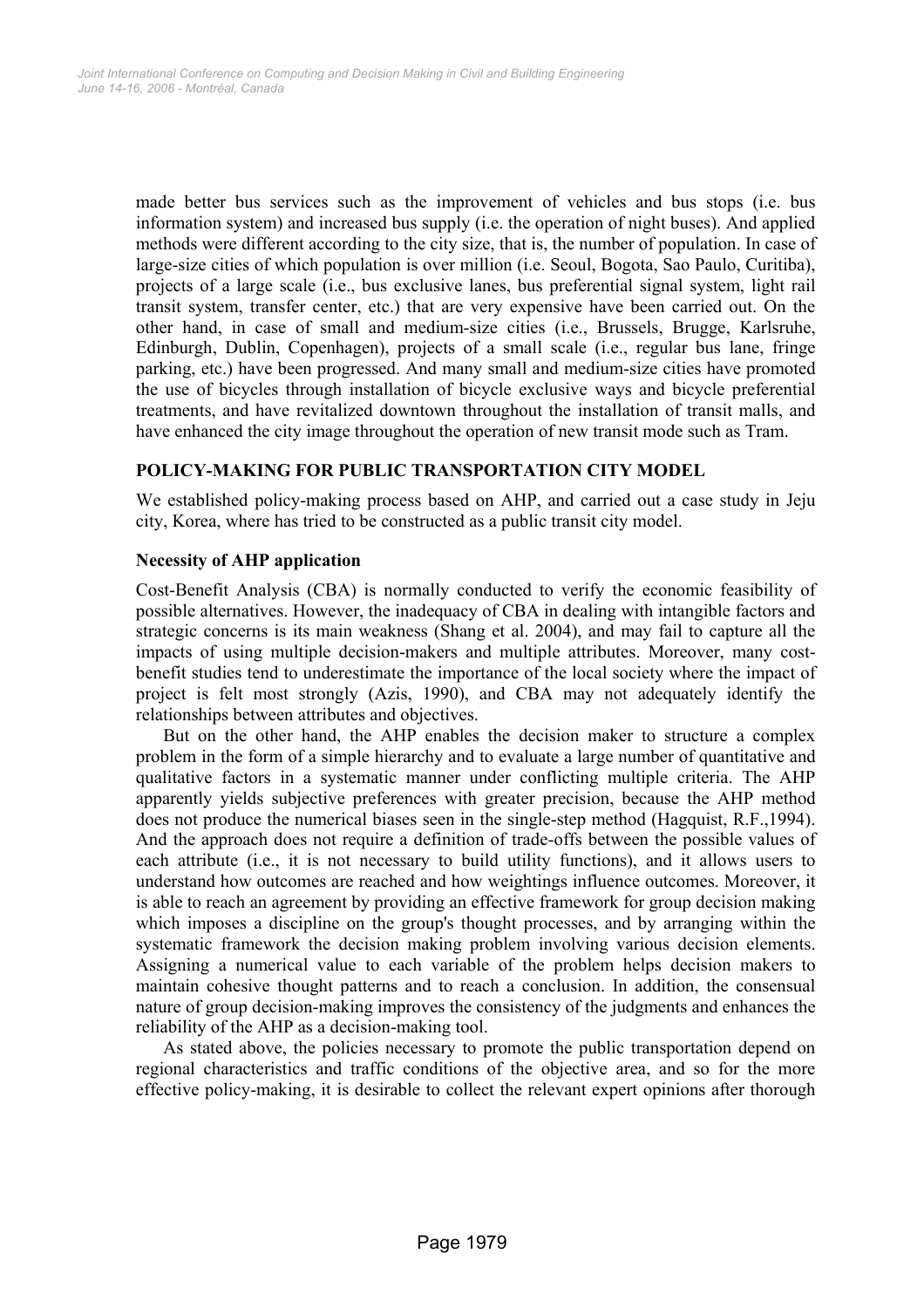made better bus services such as the improvement of vehicles and bus stops (i.e. bus information system) and increased bus supply (i.e. the operation of night buses). And applied methods were different according to the city size, that is, the number of population. In case of large-size cities of which population is over million (i.e. Seoul, Bogota, Sao Paulo, Curitiba), projects of a large scale (i.e., bus exclusive lanes, bus preferential signal system, light rail transit system, transfer center, etc.) that are very expensive have been carried out. On the other hand, in case of small and medium-size cities (i.e., Brussels, Brugge, Karlsruhe, Edinburgh, Dublin, Copenhagen), projects of a small scale (i.e., regular bus lane, fringe parking, etc.) have been progressed. And many small and medium-size cities have promoted the use of bicycles through installation of bicycle exclusive ways and bicycle preferential treatments, and have revitalized downtown throughout the installation of transit malls, and have enhanced the city image throughout the operation of new transit mode such as Tram.

## POLICY-MAKING FOR PUBLIC TRANSPORTATION CITY MODEL

We established policy-making process based on AHP, and carried out a case study in Jeju city, Korea, where has tried to be constructed as a public transit city model.

### Necessity of AHP application

Cost-Benefit Analysis (CBA) is normally conducted to verify the economic feasibility of possible alternatives. However, the inadequacy of CBA in dealing with intangible factors and strategic concerns is its main weakness (Shang et al. 2004), and may fail to capture all the impacts of using multiple decision-makers and multiple attributes. Moreover, many cost-benefit studies tend to underestimate the importance of the local society where the impact of project is felt most strongly (Azis, 1990), and CBA may not adequately identify the relationships between attributes and objectives.

But on the other hand, the AHP enables the decision maker to structure a complex problem in the form of a simple hierarchy and to evaluate a large number of quantitative and qualitative factors in a systematic manner under conflicting multiple criteria. The AHP apparently yields subjective preferences with greater precision, because the AHP method does not produce the numerical biases seen in the single-step method (Hagquist, R.F.,1994). And the approach does not require a definition of trade-offs between the possible values of each attribute (i.e., it is not necessary to build utility functions), and it allows users to understand how outcomes are reached and how weightings influence outcomes. Moreover, it is able to reach an agreement by providing an effective framework for group decision making which imposes a discipline on the group's thought processes, and by arranging within the systematic framework the decision making problem involving various decision elements. Assigning a numerical value to each variable of the problem helps decision makers to maintain cohesive thought patterns and to reach a conclusion. In addition, the consensual nature of group decision-making improves the consistency of the judgments and enhances the reliability of the AHP as a decision-making tool.

As stated above, the policies necessary to promote the public transportation depend on regional characteristics and traffic conditions of the objective area, and so for the more effective policy-making, it is desirable to collect the relevant expert opinions after thorough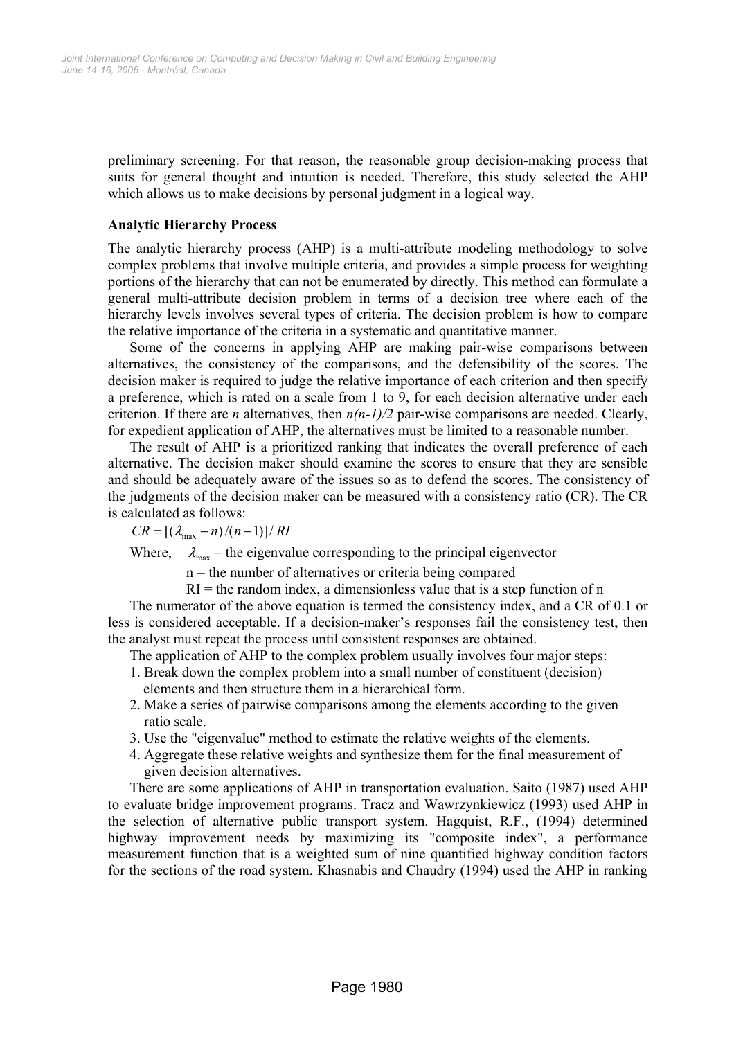preliminary screening. For that reason, the reasonable group decision-making process that suits for general thought and intuition is needed. Therefore, this study selected the AHP which allows us to make decisions by personal judgment in a logical way.

**Analytic Hierarchy Process**

The analytic hierarchy process (AHP) is a multi-attribute modeling methodology to solve complex problems that involve multiple criteria, and provides a simple process for weighting portions of the hierarchy that can not be enumerated by directly. This method can formulate a general multi-attribute decision problem in terms of a decision tree where each of the hierarchy levels involves several types of criteria. The decision problem is how to compare the relative importance of the criteria in a systematic and quantitative manner.

Some of the concerns in applying AHP are making pair-wise comparisons between alternatives, the consistency of the comparisons, and the defensibility of the scores. The decision maker is required to judge the relative importance of each criterion and then specify a preference, which is rated on a scale from 1 to 9, for each decision alternative under each criterion. If there are $n$ alternatives, then $n(n-1)/2$ pair-wise comparisons are needed. Clearly, for expedient application of AHP, the alternatives must be limited to a reasonable number.

The result of AHP is a prioritized ranking that indicates the overall preference of each alternative. The decision maker should examine the scores to ensure that they are sensible and should be adequately aware of the issues so as to defend the scores. The consistency of the judgments of the decision maker can be measured with a consistency ratio (CR). The CR is calculated as follows:

$$CR = [(\lambda_{\max} - n)/(n-1)]/RI$$

Where, $\lambda_{\max}$ = the eigenvalue corresponding to the principal eigenvector

n = the number of alternatives or criteria being compared

RI = the random index, a dimensionless value that is a step function of n

The numerator of the above equation is termed the consistency index, and a CR of 0.1 or less is considered acceptable. If a decision-maker's responses fail the consistency test, then the analyst must repeat the process until consistent responses are obtained.

The application of AHP to the complex problem usually involves four major steps:

1. Break down the complex problem into a small number of constituent (decision) elements and then structure them in a hierarchical form.
2. Make a series of pairwise comparisons among the elements according to the given ratio scale.
3. Use the "eigenvalue" method to estimate the relative weights of the elements.
4. Aggregate these relative weights and synthesize them for the final measurement of given decision alternatives.

There are some applications of AHP in transportation evaluation. Saito (1987) used AHP to evaluate bridge improvement programs. Tracz and Wawrzynkiewicz (1993) used AHP in the selection of alternative public transport system. Hagquist, R.F., (1994) determined highway improvement needs by maximizing its "composite index", a performance measurement function that is a weighted sum of nine quantified highway condition factors for the sections of the road system. Khasnabis and Chaudry (1994) used the AHP in ranking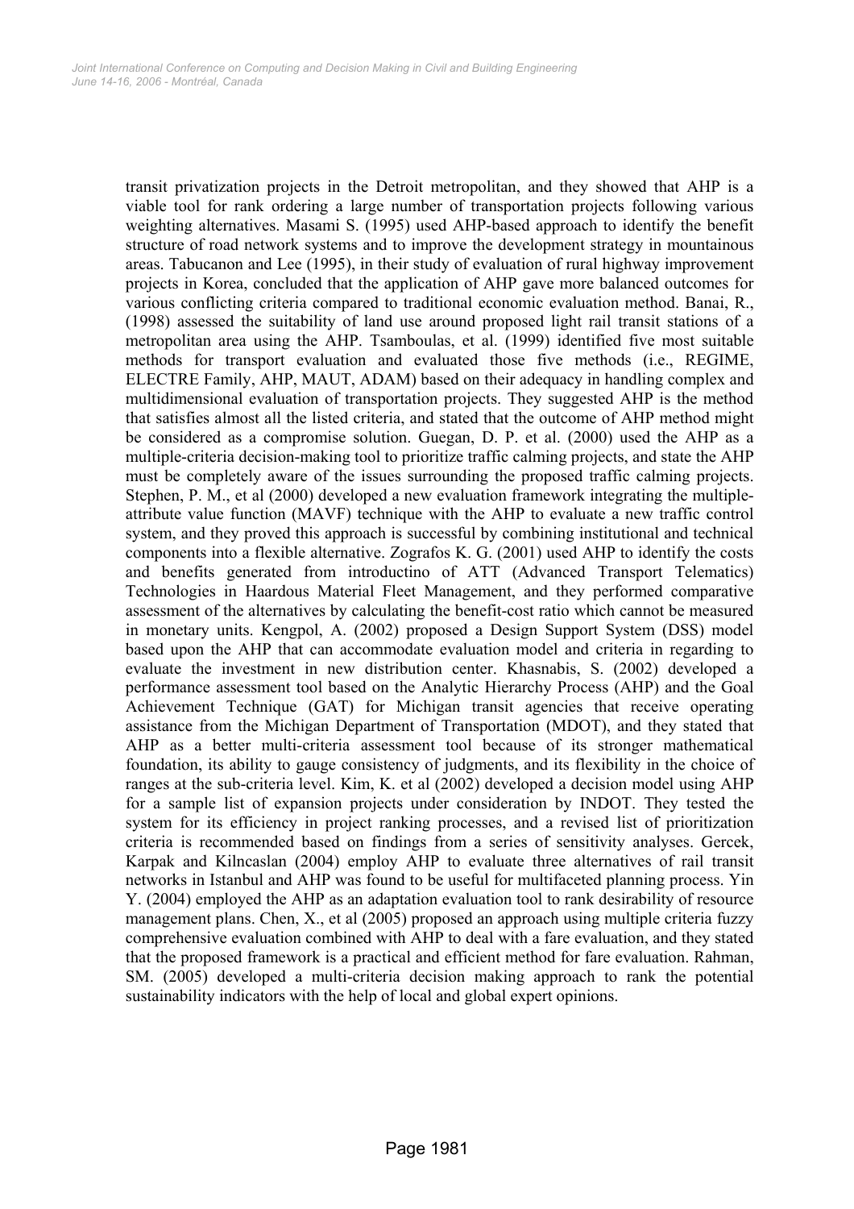transit privatization projects in the Detroit metropolitan, and they showed that AHP is a viable tool for rank ordering a large number of transportation projects following various weighting alternatives. Masami S. (1995) used AHP-based approach to identify the benefit structure of road network systems and to improve the development strategy in mountainous areas. Tabucanon and Lee (1995), in their study of evaluation of rural highway improvement projects in Korea, concluded that the application of AHP gave more balanced outcomes for various conflicting criteria compared to traditional economic evaluation method. Banai, R., (1998) assessed the suitability of land use around proposed light rail transit stations of a metropolitan area using the AHP. Tsamboulas, et al. (1999) identified five most suitable methods for transport evaluation and evaluated those five methods (i.e., REGIME, ELECTRE Family, AHP, MAUT, ADAM) based on their adequacy in handling complex and multidimensional evaluation of transportation projects. They suggested AHP is the method that satisfies almost all the listed criteria, and stated that the outcome of AHP method might be considered as a compromise solution. Guegan, D. P. et al. (2000) used the AHP as a multiple-criteria decision-making tool to prioritize traffic calming projects, and state the AHP must be completely aware of the issues surrounding the proposed traffic calming projects. Stephen, P. M., et al (2000) developed a new evaluation framework integrating the multiple-attribute value function (MAVF) technique with the AHP to evaluate a new traffic control system, and they proved this approach is successful by combining institutional and technical components into a flexible alternative. Zografos K. G. (2001) used AHP to identify the costs and benefits generated from introductino of ATT (Advanced Transport Telematics) Technologies in Haardous Material Fleet Management, and they performed comparative assessment of the alternatives by calculating the benefit-cost ratio which cannot be measured in monetary units. Kengpol, A. (2002) proposed a Design Support System (DSS) model based upon the AHP that can accommodate evaluation model and criteria in regarding to evaluate the investment in new distribution center. Khasnabis, S. (2002) developed a performance assessment tool based on the Analytic Hierarchy Process (AHP) and the Goal Achievement Technique (GAT) for Michigan transit agencies that receive operating assistance from the Michigan Department of Transportation (MDOT), and they stated that AHP as a better multi-criteria assessment tool because of its stronger mathematical foundation, its ability to gauge consistency of judgments, and its flexibility in the choice of ranges at the sub-criteria level. Kim, K. et al (2002) developed a decision model using AHP for a sample list of expansion projects under consideration by INDOT. They tested the system for its efficiency in project ranking processes, and a revised list of prioritization criteria is recommended based on findings from a series of sensitivity analyses. Gercek, Karpak and Kilncaslan (2004) employ AHP to evaluate three alternatives of rail transit networks in Istanbul and AHP was found to be useful for multifaceted planning process. Yin Y. (2004) employed the AHP as an adaptation evaluation tool to rank desirability of resource management plans. Chen, X., et al (2005) proposed an approach using multiple criteria fuzzy comprehensive evaluation combined with AHP to deal with a fare evaluation, and they stated that the proposed framework is a practical and efficient method for fare evaluation. Rahman, SM. (2005) developed a multi-criteria decision making approach to rank the potential sustainability indicators with the help of local and global expert opinions.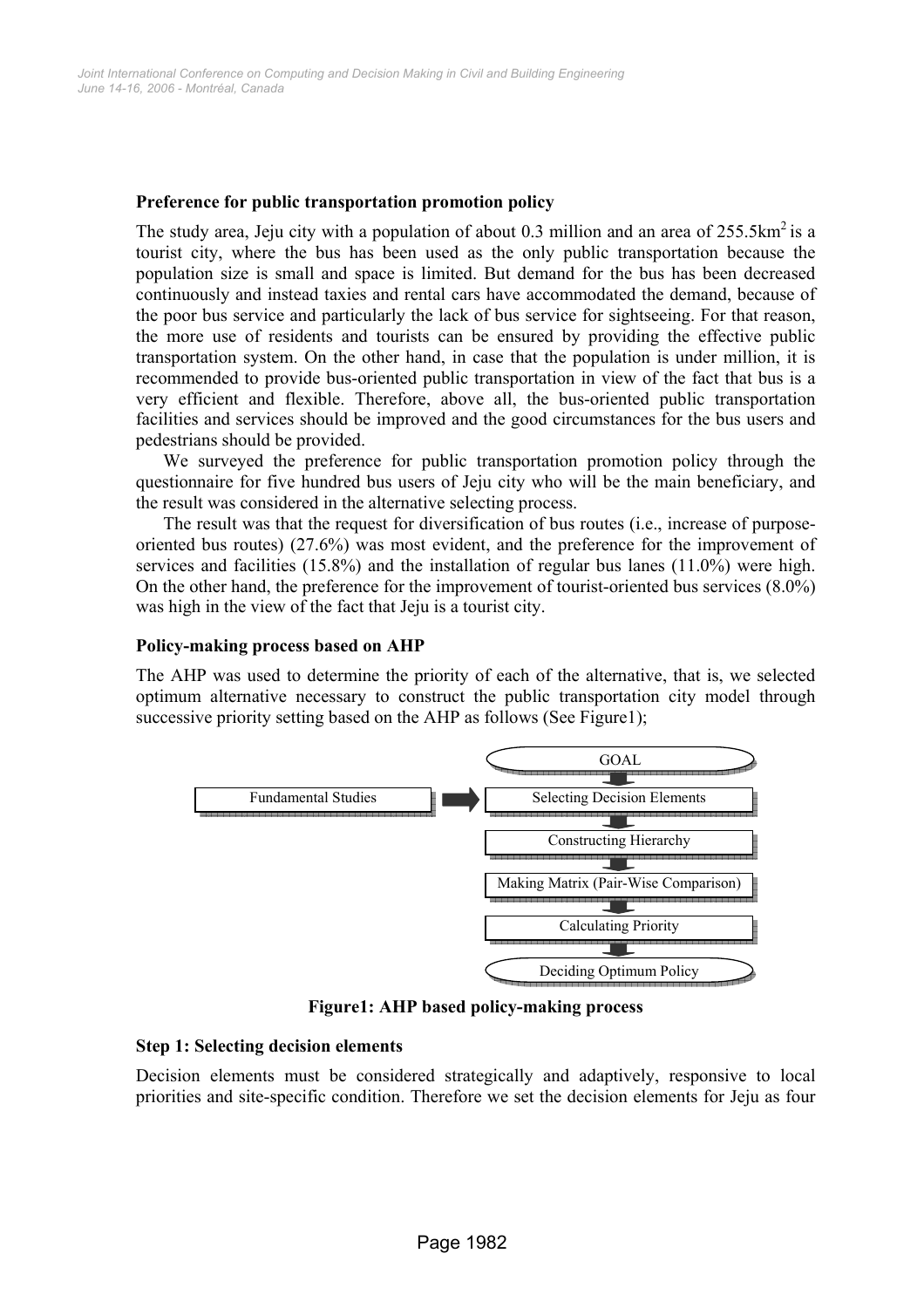### Preference for public transportation promotion policy

The study area, Jeju city with a population of about 0.3 million and an area of 255.5km$^2$ is a tourist city, where the bus has been used as the only public transportation because the population size is small and space is limited. But demand for the bus has been decreased continuously and instead taxies and rental cars have accommodated the demand, because of the poor bus service and particularly the lack of bus service for sightseeing. For that reason, the more use of residents and tourists can be ensured by providing the effective public transportation system. On the other hand, in case that the population is under million, it is recommended to provide bus-oriented public transportation in view of the fact that bus is a very efficient and flexible. Therefore, above all, the bus-oriented public transportation facilities and services should be improved and the good circumstances for the bus users and pedestrians should be provided.

We surveyed the preference for public transportation promotion policy through the questionnaire for five hundred bus users of Jeju city who will be the main beneficiary, and the result was considered in the alternative selecting process.

The result was that the request for diversification of bus routes (i.e., increase of purpose-oriented bus routes) (27.6%) was most evident, and the preference for the improvement of services and facilities (15.8%) and the installation of regular bus lanes (11.0%) were high. On the other hand, the preference for the improvement of tourist-oriented bus services (8.0%) was high in the view of the fact that Jeju is a tourist city.

### Policy-making process based on AHP

The AHP was used to determine the priority of each of the alternative, that is, we selected optimum alternative necessary to construct the public transportation city model through successive priority setting based on the AHP as follows (See Figure1);

GOAL → (Fundamental Studies →) Selecting Decision Elements → Constructing Hierarchy → Making Matrix (Pair-Wise Comparison) → Calculating Priority → Deciding Optimum Policy

**Figure1: AHP based policy-making process**

### Step 1: Selecting decision elements

Decision elements must be considered strategically and adaptively, responsive to local priorities and site-specific condition. Therefore we set the decision elements for Jeju as four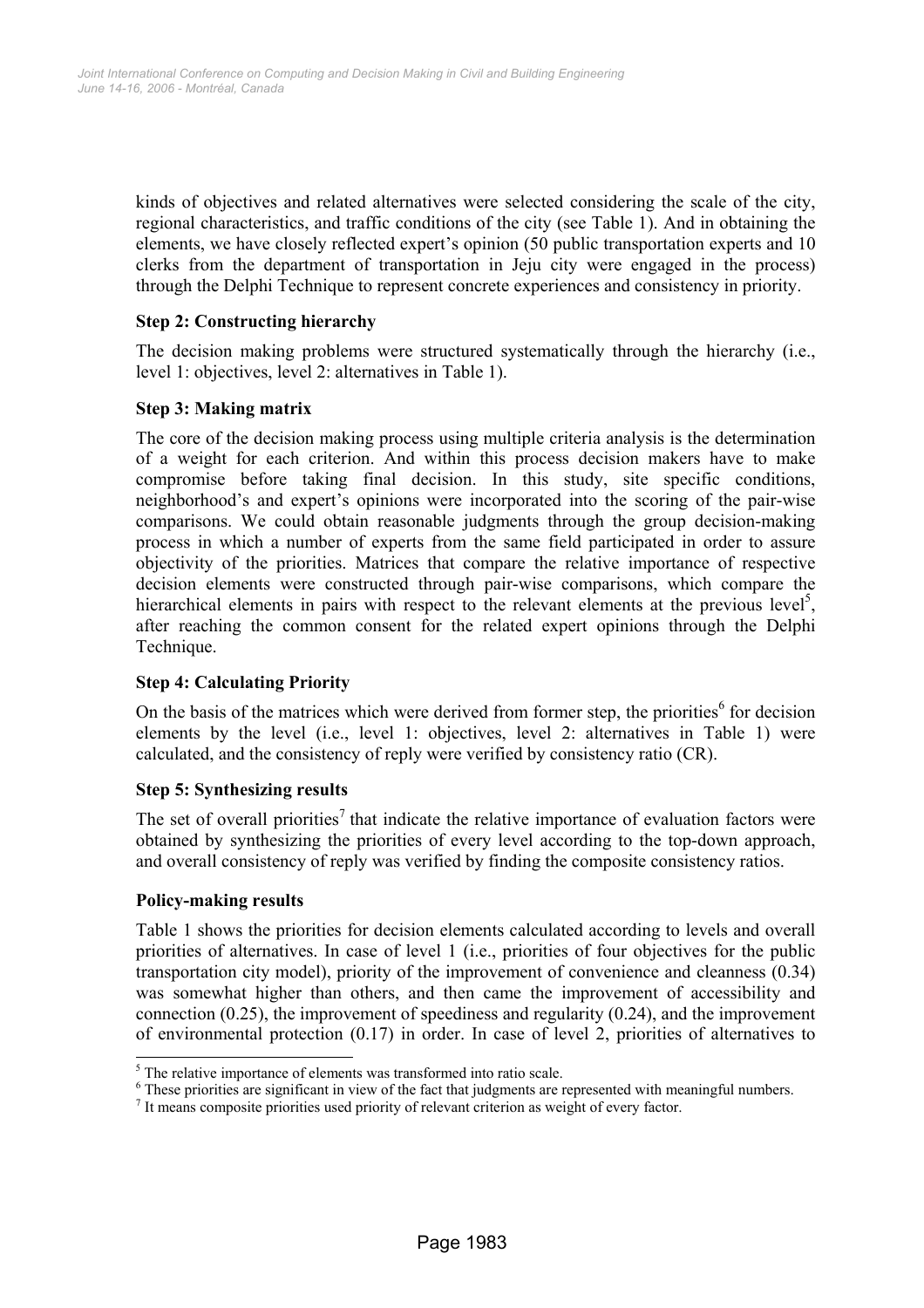kinds of objectives and related alternatives were selected considering the scale of the city, regional characteristics, and traffic conditions of the city (see Table 1). And in obtaining the elements, we have closely reflected expert's opinion (50 public transportation experts and 10 clerks from the department of transportation in Jeju city were engaged in the process) through the Delphi Technique to represent concrete experiences and consistency in priority.

**Step 2: Constructing hierarchy**

The decision making problems were structured systematically through the hierarchy (i.e., level 1: objectives, level 2: alternatives in Table 1).

**Step 3: Making matrix**

The core of the decision making process using multiple criteria analysis is the determination of a weight for each criterion. And within this process decision makers have to make compromise before taking final decision. In this study, site specific conditions, neighborhood's and expert's opinions were incorporated into the scoring of the pair-wise comparisons. We could obtain reasonable judgments through the group decision-making process in which a number of experts from the same field participated in order to assure objectivity of the priorities. Matrices that compare the relative importance of respective decision elements were constructed through pair-wise comparisons, which compare the hierarchical elements in pairs with respect to the relevant elements at the previous level[5], after reaching the common consent for the related expert opinions through the Delphi Technique.

**Step 4: Calculating Priority**

On the basis of the matrices which were derived from former step, the priorities[6] for decision elements by the level (i.e., level 1: objectives, level 2: alternatives in Table 1) were calculated, and the consistency of reply were verified by consistency ratio (CR).

**Step 5: Synthesizing results**

The set of overall priorities[7] that indicate the relative importance of evaluation factors were obtained by synthesizing the priorities of every level according to the top-down approach, and overall consistency of reply was verified by finding the composite consistency ratios.

**Policy-making results**

Table 1 shows the priorities for decision elements calculated according to levels and overall priorities of alternatives. In case of level 1 (i.e., priorities of four objectives for the public transportation city model), priority of the improvement of convenience and cleanness (0.34) was somewhat higher than others, and then came the improvement of accessibility and connection (0.25), the improvement of speediness and regularity (0.24), and the improvement of environmental protection (0.17) in order. In case of level 2, priorities of alternatives to

---

[5] The relative importance of elements was transformed into ratio scale.

[6] These priorities are significant in view of the fact that judgments are represented with meaningful numbers.

[7] It means composite priorities used priority of relevant criterion as weight of every factor.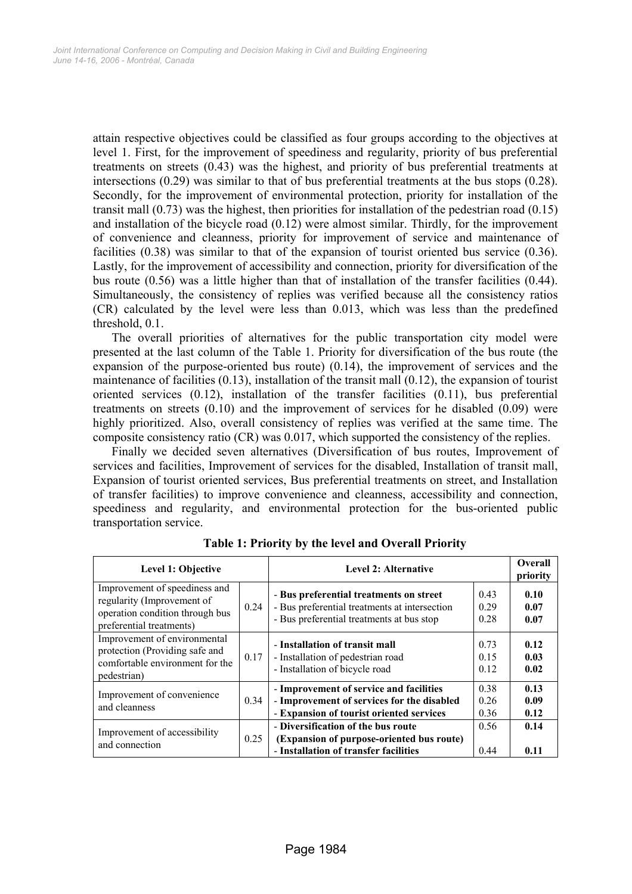attain respective objectives could be classified as four groups according to the objectives at level 1. First, for the improvement of speediness and regularity, priority of bus preferential treatments on streets (0.43) was the highest, and priority of bus preferential treatments at intersections (0.29) was similar to that of bus preferential treatments at the bus stops (0.28). Secondly, for the improvement of environmental protection, priority for installation of the transit mall (0.73) was the highest, then priorities for installation of the pedestrian road (0.15) and installation of the bicycle road (0.12) were almost similar. Thirdly, for the improvement of convenience and cleanness, priority for improvement of service and maintenance of facilities (0.38) was similar to that of the expansion of tourist oriented bus service (0.36). Lastly, for the improvement of accessibility and connection, priority for diversification of the bus route (0.56) was a little higher than that of installation of the transfer facilities (0.44). Simultaneously, the consistency of replies was verified because all the consistency ratios (CR) calculated by the level were less than 0.013, which was less than the predefined threshold, 0.1.

The overall priorities of alternatives for the public transportation city model were presented at the last column of the Table 1. Priority for diversification of the bus route (the expansion of the purpose-oriented bus route) (0.14), the improvement of services and the maintenance of facilities (0.13), installation of the transit mall (0.12), the expansion of tourist oriented services (0.12), installation of the transfer facilities (0.11), bus preferential treatments on streets (0.10) and the improvement of services for he disabled (0.09) were highly prioritized. Also, overall consistency of replies was verified at the same time. The composite consistency ratio (CR) was 0.017, which supported the consistency of the replies.

Finally we decided seven alternatives (Diversification of bus routes, Improvement of services and facilities, Improvement of services for the disabled, Installation of transit mall, Expansion of tourist oriented services, Bus preferential treatments on street, and Installation of transfer facilities) to improve convenience and cleanness, accessibility and connection, speediness and regularity, and environmental protection for the bus-oriented public transportation service.

**Table 1: Priority by the level and Overall Priority**

| Level 1: Objective | | Level 2: Alternative | | Overall priority |
|---|---|---|---|---|
| Improvement of speediness and regularity (Improvement of operation condition through bus preferential treatments) | 0.24 | - **Bus preferential treatments on street**<br>- Bus preferential treatments at intersection<br>- Bus preferential treatments at bus stop | 0.43<br>0.29<br>0.28 | **0.10**<br>**0.07**<br>**0.07** |
| Improvement of environmental protection (Providing safe and comfortable environment for the pedestrian) | 0.17 | - **Installation of transit mall**<br>- Installation of pedestrian road<br>- Installation of bicycle road | 0.73<br>0.15<br>0.12 | **0.12**<br>**0.03**<br>**0.02** |
| Improvement of convenience and cleanness | 0.34 | - **Improvement of service and facilities**<br>- **Improvement of services for the disabled**<br>- **Expansion of tourist oriented services** | 0.38<br>0.26<br>0.36 | **0.13**<br>**0.09**<br>**0.12** |
| Improvement of accessibility and connection | 0.25 | - **Diversification of the bus route (Expansion of purpose-oriented bus route)**<br>- **Installation of transfer facilities** | 0.56<br>0.44 | **0.14**<br>**0.11** |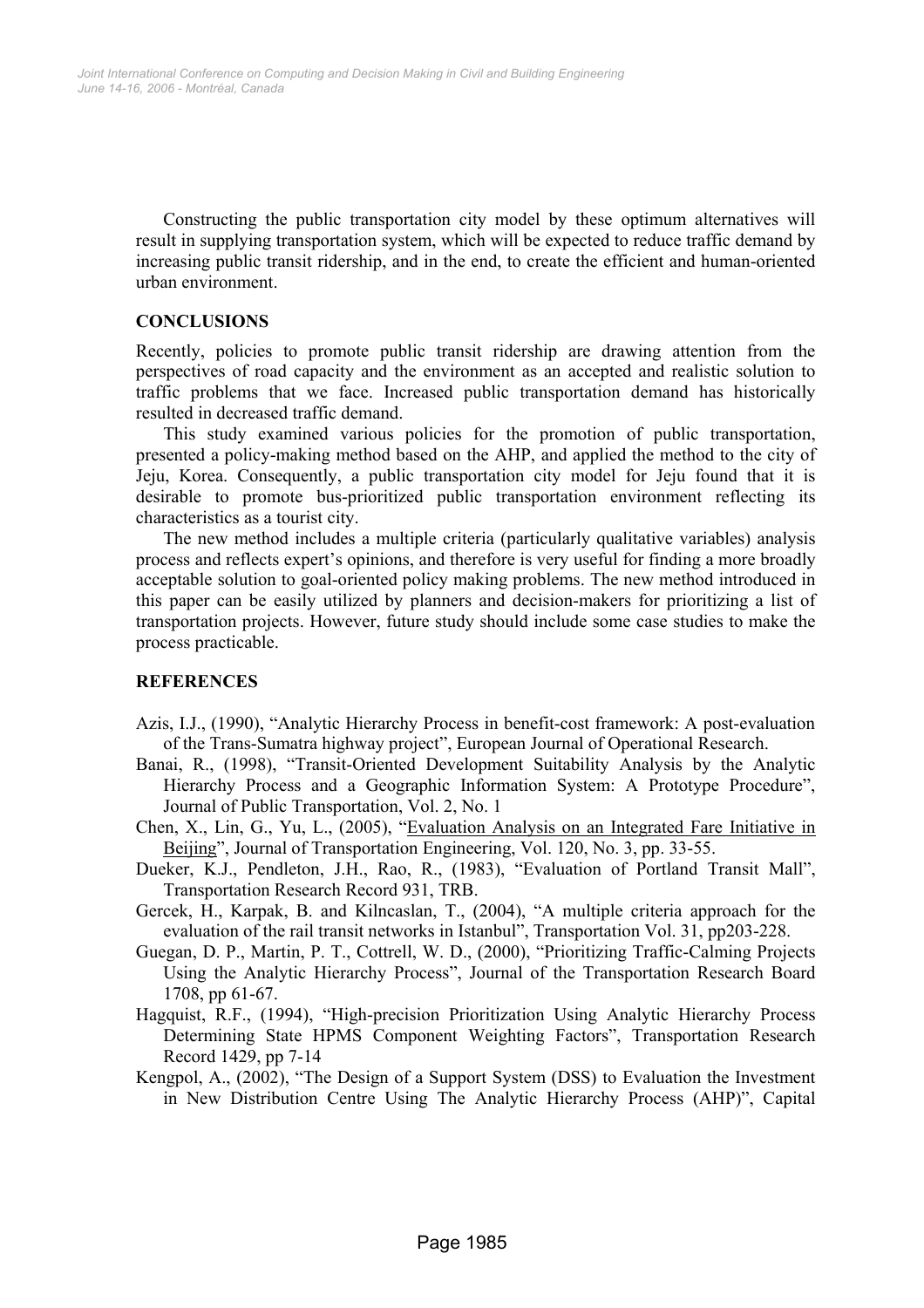Constructing the public transportation city model by these optimum alternatives will result in supplying transportation system, which will be expected to reduce traffic demand by increasing public transit ridership, and in the end, to create the efficient and human-oriented urban environment.

## CONCLUSIONS

Recently, policies to promote public transit ridership are drawing attention from the perspectives of road capacity and the environment as an accepted and realistic solution to traffic problems that we face. Increased public transportation demand has historically resulted in decreased traffic demand.

This study examined various policies for the promotion of public transportation, presented a policy-making method based on the AHP, and applied the method to the city of Jeju, Korea. Consequently, a public transportation city model for Jeju found that it is desirable to promote bus-prioritized public transportation environment reflecting its characteristics as a tourist city.

The new method includes a multiple criteria (particularly qualitative variables) analysis process and reflects expert's opinions, and therefore is very useful for finding a more broadly acceptable solution to goal-oriented policy making problems. The new method introduced in this paper can be easily utilized by planners and decision-makers for prioritizing a list of transportation projects. However, future study should include some case studies to make the process practicable.

## REFERENCES

Azis, I.J., (1990), "Analytic Hierarchy Process in benefit-cost framework: A post-evaluation of the Trans-Sumatra highway project", European Journal of Operational Research.

Banai, R., (1998), "Transit-Oriented Development Suitability Analysis by the Analytic Hierarchy Process and a Geographic Information System: A Prototype Procedure", Journal of Public Transportation, Vol. 2, No. 1

Chen, X., Lin, G., Yu, L., (2005), "Evaluation Analysis on an Integrated Fare Initiative in Beijing", Journal of Transportation Engineering, Vol. 120, No. 3, pp. 33-55.

Dueker, K.J., Pendleton, J.H., Rao, R., (1983), "Evaluation of Portland Transit Mall", Transportation Research Record 931, TRB.

Gercek, H., Karpak, B. and Kilncaslan, T., (2004), "A multiple criteria approach for the evaluation of the rail transit networks in Istanbul", Transportation Vol. 31, pp203-228.

Guegan, D. P., Martin, P. T., Cottrell, W. D., (2000), "Prioritizing Traffic-Calming Projects Using the Analytic Hierarchy Process", Journal of the Transportation Research Board 1708, pp 61-67.

Hagquist, R.F., (1994), "High-precision Prioritization Using Analytic Hierarchy Process Determining State HPMS Component Weighting Factors", Transportation Research Record 1429, pp 7-14

Kengpol, A., (2002), "The Design of a Support System (DSS) to Evaluation the Investment in New Distribution Centre Using The Analytic Hierarchy Process (AHP)", Capital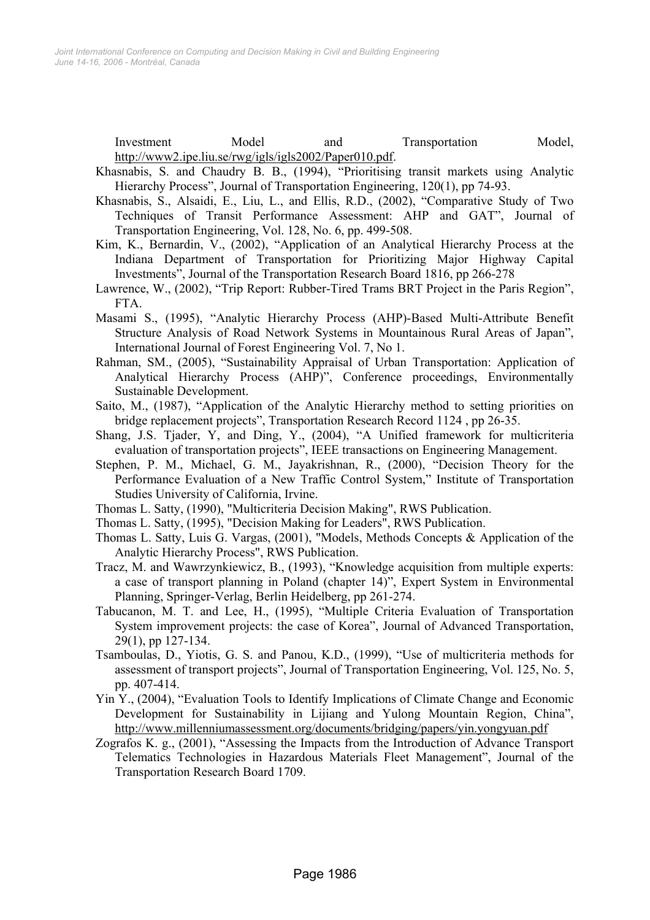Investment Model and Transportation Model, http://www2.ipe.liu.se/rwg/igls/igls2002/Paper010.pdf.

Khasnabis, S. and Chaudry B. B., (1994), "Prioritising transit markets using Analytic Hierarchy Process", Journal of Transportation Engineering, 120(1), pp 74-93.

Khasnabis, S., Alsaidi, E., Liu, L., and Ellis, R.D., (2002), "Comparative Study of Two Techniques of Transit Performance Assessment: AHP and GAT", Journal of Transportation Engineering, Vol. 128, No. 6, pp. 499-508.

Kim, K., Bernardin, V., (2002), "Application of an Analytical Hierarchy Process at the Indiana Department of Transportation for Prioritizing Major Highway Capital Investments", Journal of the Transportation Research Board 1816, pp 266-278

Lawrence, W., (2002), "Trip Report: Rubber-Tired Trams BRT Project in the Paris Region", FTA.

Masami S., (1995), "Analytic Hierarchy Process (AHP)-Based Multi-Attribute Benefit Structure Analysis of Road Network Systems in Mountainous Rural Areas of Japan", International Journal of Forest Engineering Vol. 7, No 1.

Rahman, SM., (2005), "Sustainability Appraisal of Urban Transportation: Application of Analytical Hierarchy Process (AHP)", Conference proceedings, Environmentally Sustainable Development.

Saito, M., (1987), "Application of the Analytic Hierarchy method to setting priorities on bridge replacement projects", Transportation Research Record 1124 , pp 26-35.

Shang, J.S. Tjader, Y, and Ding, Y., (2004), "A Unified framework for multicriteria evaluation of transportation projects", IEEE transactions on Engineering Management.

Stephen, P. M., Michael, G. M., Jayakrishnan, R., (2000), "Decision Theory for the Performance Evaluation of a New Traffic Control System," Institute of Transportation Studies University of California, Irvine.

Thomas L. Satty, (1990), "Multicriteria Decision Making", RWS Publication.

Thomas L. Satty, (1995), "Decision Making for Leaders", RWS Publication.

Thomas L. Satty, Luis G. Vargas, (2001), "Models, Methods Concepts & Application of the Analytic Hierarchy Process", RWS Publication.

Tracz, M. and Wawrzynkiewicz, B., (1993), "Knowledge acquisition from multiple experts: a case of transport planning in Poland (chapter 14)", Expert System in Environmental Planning, Springer-Verlag, Berlin Heidelberg, pp 261-274.

Tabucanon, M. T. and Lee, H., (1995), "Multiple Criteria Evaluation of Transportation System improvement projects: the case of Korea", Journal of Advanced Transportation, 29(1), pp 127-134.

Tsamboulas, D., Yiotis, G. S. and Panou, K.D., (1999), "Use of multicriteria methods for assessment of transport projects", Journal of Transportation Engineering, Vol. 125, No. 5, pp. 407-414.

Yin Y., (2004), "Evaluation Tools to Identify Implications of Climate Change and Economic Development for Sustainability in Lijiang and Yulong Mountain Region, China", http://www.millenniumassessment.org/documents/bridging/papers/yin.yongyuan.pdf

Zografos K. g., (2001), "Assessing the Impacts from the Introduction of Advance Transport Telematics Technologies in Hazardous Materials Fleet Management", Journal of the Transportation Research Board 1709.